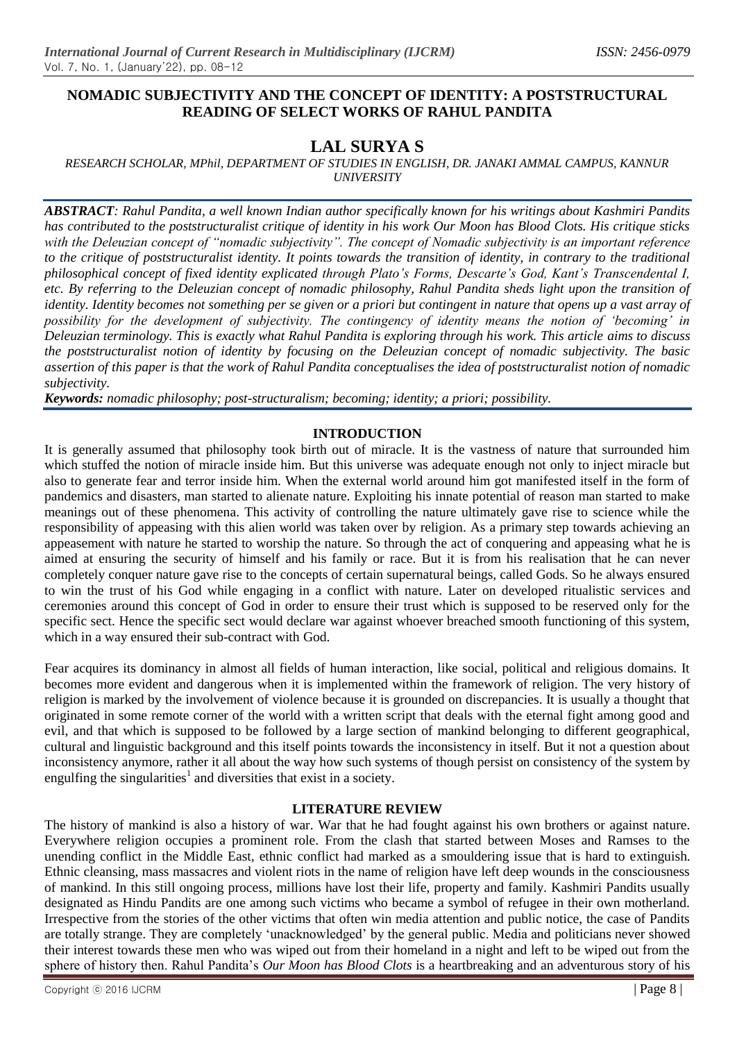# NOMADIC SUBJECTIVITY AND THE CONCEPT OF IDENTITY: A POSTSTRUCTURAL READING OF SELECT WORKS OF RAHUL PANDITA

## LAL SURYA S

*RESEARCH SCHOLAR, MPhil, DEPARTMENT OF STUDIES IN ENGLISH, DR. JANAKI AMMAL CAMPUS, KANNUR UNIVERSITY*

***ABSTRACT****: Rahul Pandita, a well known Indian author specifically known for his writings about Kashmiri Pandits has contributed to the poststructuralist critique of identity in his work Our Moon has Blood Clots. His critique sticks with the Deleuzian concept of "nomadic subjectivity". The concept of Nomadic subjectivity is an important reference to the critique of poststructuralist identity. It points towards the transition of identity, in contrary to the traditional philosophical concept of fixed identity explicated through Plato's Forms, Descarte's God, Kant's Transcendental I, etc. By referring to the Deleuzian concept of nomadic philosophy, Rahul Pandita sheds light upon the transition of identity. Identity becomes not something per se given or a priori but contingent in nature that opens up a vast array of possibility for the development of subjectivity. The contingency of identity means the notion of 'becoming' in Deleuzian terminology. This is exactly what Rahul Pandita is exploring through his work. This article aims to discuss the poststructuralist notion of identity by focusing on the Deleuzian concept of nomadic subjectivity. The basic assertion of this paper is that the work of Rahul Pandita conceptualises the idea of poststructuralist notion of nomadic subjectivity.*

***Keywords:*** *nomadic philosophy; post-structuralism; becoming; identity; a priori; possibility.*

## INTRODUCTION

It is generally assumed that philosophy took birth out of miracle. It is the vastness of nature that surrounded him which stuffed the notion of miracle inside him. But this universe was adequate enough not only to inject miracle but also to generate fear and terror inside him. When the external world around him got manifested itself in the form of pandemics and disasters, man started to alienate nature. Exploiting his innate potential of reason man started to make meanings out of these phenomena. This activity of controlling the nature ultimately gave rise to science while the responsibility of appeasing with this alien world was taken over by religion. As a primary step towards achieving an appeasement with nature he started to worship the nature. So through the act of conquering and appeasing what he is aimed at ensuring the security of himself and his family or race. But it is from his realisation that he can never completely conquer nature gave rise to the concepts of certain supernatural beings, called Gods. So he always ensured to win the trust of his God while engaging in a conflict with nature. Later on developed ritualistic services and ceremonies around this concept of God in order to ensure their trust which is supposed to be reserved only for the specific sect. Hence the specific sect would declare war against whoever breached smooth functioning of this system, which in a way ensured their sub-contract with God.

Fear acquires its dominancy in almost all fields of human interaction, like social, political and religious domains. It becomes more evident and dangerous when it is implemented within the framework of religion. The very history of religion is marked by the involvement of violence because it is grounded on discrepancies. It is usually a thought that originated in some remote corner of the world with a written script that deals with the eternal fight among good and evil, and that which is supposed to be followed by a large section of mankind belonging to different geographical, cultural and linguistic background and this itself points towards the inconsistency in itself. But it not a question about inconsistency anymore, rather it all about the way how such systems of though persist on consistency of the system by engulfing the singularities[1] and diversities that exist in a society.

## LITERATURE REVIEW

The history of mankind is also a history of war. War that he had fought against his own brothers or against nature. Everywhere religion occupies a prominent role. From the clash that started between Moses and Ramses to the unending conflict in the Middle East, ethnic conflict had marked as a smouldering issue that is hard to extinguish. Ethnic cleansing, mass massacres and violent riots in the name of religion have left deep wounds in the consciousness of mankind. In this still ongoing process, millions have lost their life, property and family. Kashmiri Pandits usually designated as Hindu Pandits are one among such victims who became a symbol of refugee in their own motherland. Irrespective from the stories of the other victims that often win media attention and public notice, the case of Pandits are totally strange. They are completely 'unacknowledged' by the general public. Media and politicians never showed their interest towards these men who was wiped out from their homeland in a night and left to be wiped out from the sphere of history then. Rahul Pandita's *Our Moon has Blood Clots* is a heartbreaking and an adventurous story of his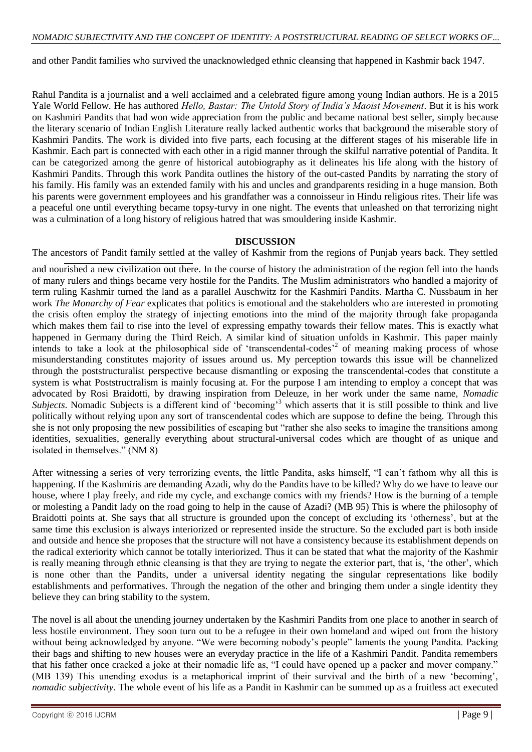and other Pandit families who survived the unacknowledged ethnic cleansing that happened in Kashmir back 1947.

Rahul Pandita is a journalist and a well acclaimed and a celebrated figure among young Indian authors. He is a 2015 Yale World Fellow. He has authored *Hello, Bastar: The Untold Story of India's Maoist Movement*. But it is his work on Kashmiri Pandits that had won wide appreciation from the public and became national best seller, simply because the literary scenario of Indian English Literature really lacked authentic works that background the miserable story of Kashmiri Pandits. The work is divided into five parts, each focusing at the different stages of his miserable life in Kashmir. Each part is connected with each other in a rigid manner through the skilful narrative potential of Pandita. It can be categorized among the genre of historical autobiography as it delineates his life along with the history of Kashmiri Pandits. Through this work Pandita outlines the history of the out-casted Pandits by narrating the story of his family. His family was an extended family with his and uncles and grandparents residing in a huge mansion. Both his parents were government employees and his grandfather was a connoisseur in Hindu religious rites. Their life was a peaceful one until everything became topsy-turvy in one night. The events that unleashed on that terrorizing night was a culmination of a long history of religious hatred that was smouldering inside Kashmir.

## DISCUSSION

The ancestors of Pandit family settled at the valley of Kashmir from the regions of Punjab years back. They settled and nourished a new civilization out there. In the course of history the administration of the region fell into the hands of many rulers and things became very hostile for the Pandits. The Muslim administrators who handled a majority of term ruling Kashmir turned the land as a parallel Auschwitz for the Kashmiri Pandits. Martha C. Nussbaum in her work *The Monarchy of Fear* explicates that politics is emotional and the stakeholders who are interested in promoting the crisis often employ the strategy of injecting emotions into the mind of the majority through fake propaganda which makes them fail to rise into the level of expressing empathy towards their fellow mates. This is exactly what happened in Germany during the Third Reich. A similar kind of situation unfolds in Kashmir. This paper mainly intends to take a look at the philosophical side of 'transcendental-codes'[2] of meaning making process of whose misunderstanding constitutes majority of issues around us. My perception towards this issue will be channelized through the poststructuralist perspective because dismantling or exposing the transcendental-codes that constitute a system is what Poststructralism is mainly focusing at. For the purpose I am intending to employ a concept that was advocated by Rosi Braidotti, by drawing inspiration from Deleuze, in her work under the same name, *Nomadic Subjects*. Nomadic Subjects is a different kind of 'becoming'[3] which asserts that it is still possible to think and live politically without relying upon any sort of transcendental codes which are suppose to define the being. Through this she is not only proposing the new possibilities of escaping but "rather she also seeks to imagine the transitions among identities, sexualities, generally everything about structural-universal codes which are thought of as unique and isolated in themselves." (NM 8)

After witnessing a series of very terrorizing events, the little Pandita, asks himself, "I can't fathom why all this is happening. If the Kashmiris are demanding Azadi, why do the Pandits have to be killed? Why do we have to leave our house, where I play freely, and ride my cycle, and exchange comics with my friends? How is the burning of a temple or molesting a Pandit lady on the road going to help in the cause of Azadi? (MB 95) This is where the philosophy of Braidotti points at. She says that all structure is grounded upon the concept of excluding its 'otherness', but at the same time this exclusion is always interiorized or represented inside the structure. So the excluded part is both inside and outside and hence she proposes that the structure will not have a consistency because its establishment depends on the radical exteriority which cannot be totally interiorized. Thus it can be stated that what the majority of the Kashmir is really meaning through ethnic cleansing is that they are trying to negate the exterior part, that is, 'the other', which is none other than the Pandits, under a universal identity negating the singular representations like bodily establishments and performatives. Through the negation of the other and bringing them under a single identity they believe they can bring stability to the system.

The novel is all about the unending journey undertaken by the Kashmiri Pandits from one place to another in search of less hostile environment. They soon turn out to be a refugee in their own homeland and wiped out from the history without being acknowledged by anyone. "We were becoming nobody's people" laments the young Pandita. Packing their bags and shifting to new houses were an everyday practice in the life of a Kashmiri Pandit. Pandita remembers that his father once cracked a joke at their nomadic life as, "I could have opened up a packer and mover company." (MB 139) This unending exodus is a metaphorical imprint of their survival and the birth of a new 'becoming', *nomadic subjectivity*. The whole event of his life as a Pandit in Kashmir can be summed up as a fruitless act executed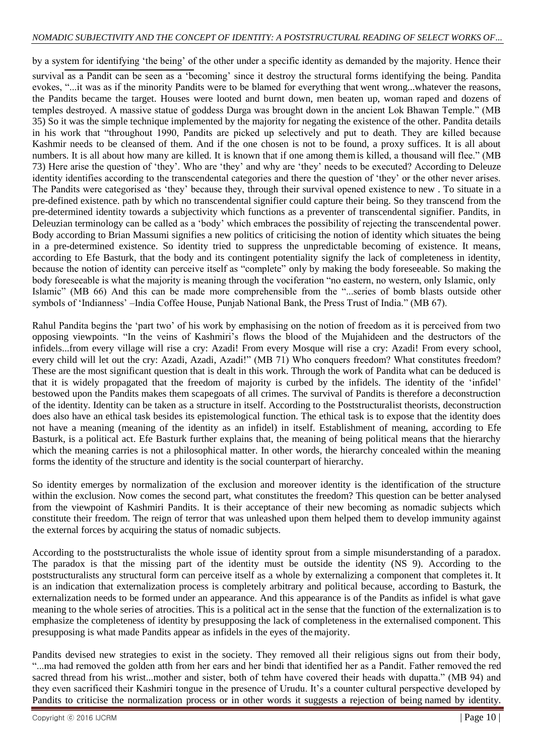by a system for identifying 'the being' of the other under a specific identity as demanded by the majority. Hence their survival as a Pandit can be seen as a 'becoming' since it destroy the structural forms identifying the being. Pandita evokes, "...it was as if the minority Pandits were to be blamed for everything that went wrong...whatever the reasons, the Pandits became the target. Houses were looted and burnt down, men beaten up, woman raped and dozens of temples destroyed. A massive statue of goddess Durga was brought down in the ancient Lok Bhawan Temple." (MB 35) So it was the simple technique implemented by the majority for negating the existence of the other. Pandita details in his work that "throughout 1990, Pandits are picked up selectively and put to death. They are killed because Kashmir needs to be cleansed of them. And if the one chosen is not to be found, a proxy suffices. It is all about numbers. It is all about how many are killed. It is known that if one among them is killed, a thousand will flee." (MB 73) Here arise the question of 'they'. Who are 'they' and why are 'they' needs to be executed? According to Deleuze identity identifies according to the transcendental categories and there the question of 'they' or the other never arises. The Pandits were categorised as 'they' because they, through their survival opened existence to new . To situate in a pre-defined existence. path by which no transcendental signifier could capture their being. So they transcend from the pre-determined identity towards a subjectivity which functions as a preventer of transcendental signifier. Pandits, in Deleuzian terminology can be called as a 'body' which embraces the possibility of rejecting the transcendental power. Body according to Brian Massumi signifies a new politics of criticising the notion of identity which situates the being in a pre-determined existence. So identity tried to suppress the unpredictable becoming of existence. It means, according to Efe Basturk, that the body and its contingent potentiality signify the lack of completeness in identity, because the notion of identity can perceive itself as "complete" only by making the body foreseeable. So making the body foreseeable is what the majority is meaning through the vociferation "no eastern, no western, only Islamic, only Islamic" (MB 66) And this can be made more comprehensible from the "...series of bomb blasts outside other symbols of 'Indianness' –India Coffee House, Punjab National Bank, the Press Trust of India." (MB 67).

Rahul Pandita begins the 'part two' of his work by emphasising on the notion of freedom as it is perceived from two opposing viewpoints. "In the veins of Kashmiri's flows the blood of the Mujahideen and the destructors of the infidels...from every village will rise a cry: Azadi! From every Mosque will rise a cry: Azadi! From every school, every child will let out the cry: Azadi, Azadi, Azadi!" (MB 71) Who conquers freedom? What constitutes freedom? These are the most significant question that is dealt in this work. Through the work of Pandita what can be deduced is that it is widely propagated that the freedom of majority is curbed by the infidels. The identity of the 'infidel' bestowed upon the Pandits makes them scapegoats of all crimes. The survival of Pandits is therefore a deconstruction of the identity. Identity can be taken as a structure in itself. According to the Poststructuralist theorists, deconstruction does also have an ethical task besides its epistemological function. The ethical task is to expose that the identity does not have a meaning (meaning of the identity as an infidel) in itself. Establishment of meaning, according to Efe Basturk, is a political act. Efe Basturk further explains that, the meaning of being political means that the hierarchy which the meaning carries is not a philosophical matter. In other words, the hierarchy concealed within the meaning forms the identity of the structure and identity is the social counterpart of hierarchy.

So identity emerges by normalization of the exclusion and moreover identity is the identification of the structure within the exclusion. Now comes the second part, what constitutes the freedom? This question can be better analysed from the viewpoint of Kashmiri Pandits. It is their acceptance of their new becoming as nomadic subjects which constitute their freedom. The reign of terror that was unleashed upon them helped them to develop immunity against the external forces by acquiring the status of nomadic subjects.

According to the poststructuralists the whole issue of identity sprout from a simple misunderstanding of a paradox. The paradox is that the missing part of the identity must be outside the identity (NS 9). According to the poststructuralists any structural form can perceive itself as a whole by externalizing a component that completes it. It is an indication that externalization process is completely arbitrary and political because, according to Basturk, the externalization needs to be formed under an appearance. And this appearance is of the Pandits as infidel is what gave meaning to the whole series of atrocities. This is a political act in the sense that the function of the externalization is to emphasize the completeness of identity by presupposing the lack of completeness in the externalised component. This presupposing is what made Pandits appear as infidels in the eyes of the majority.

Pandits devised new strategies to exist in the society. They removed all their religious signs out from their body, "...ma had removed the golden atth from her ears and her bindi that identified her as a Pandit. Father removed the red sacred thread from his wrist...mother and sister, both of tehm have covered their heads with dupatta." (MB 94) and they even sacrificed their Kashmiri tongue in the presence of Urudu. It's a counter cultural perspective developed by Pandits to criticise the normalization process or in other words it suggests a rejection of being named by identity.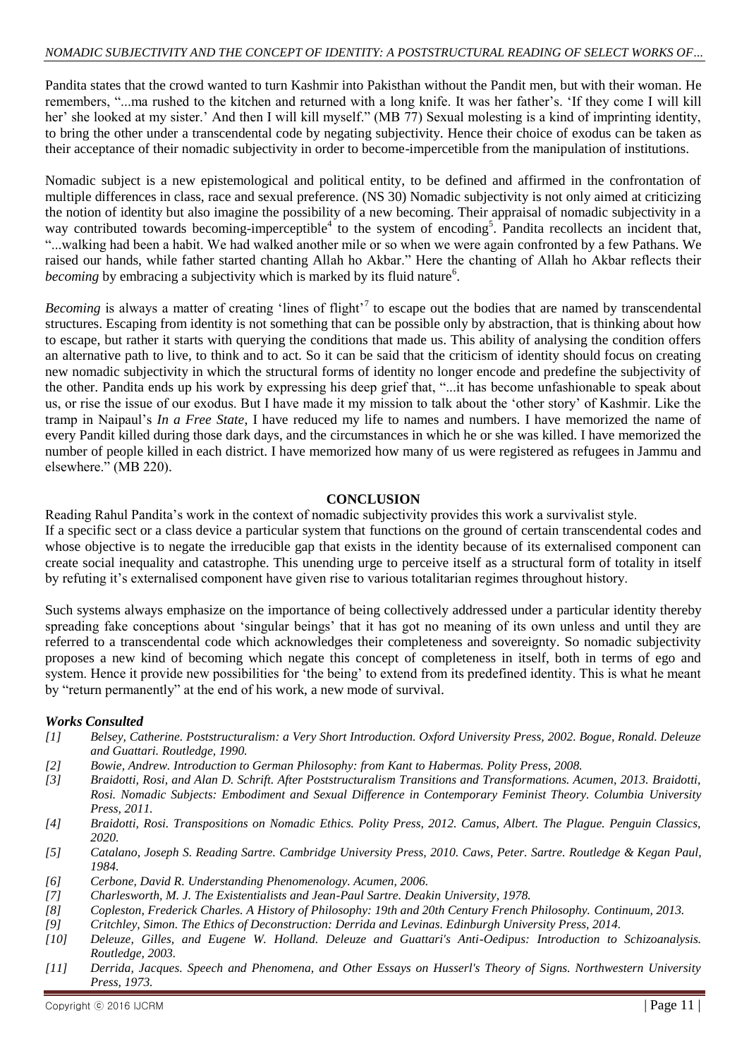Pandita states that the crowd wanted to turn Kashmir into Pakisthan without the Pandit men, but with their woman. He remembers, "...ma rushed to the kitchen and returned with a long knife. It was her father's. 'If they come I will kill her' she looked at my sister.' And then I will kill myself." (MB 77) Sexual molesting is a kind of imprinting identity, to bring the other under a transcendental code by negating subjectivity. Hence their choice of exodus can be taken as their acceptance of their nomadic subjectivity in order to become-impercetible from the manipulation of institutions.

Nomadic subject is a new epistemological and political entity, to be defined and affirmed in the confrontation of multiple differences in class, race and sexual preference. (NS 30) Nomadic subjectivity is not only aimed at criticizing the notion of identity but also imagine the possibility of a new becoming. Their appraisal of nomadic subjectivity in a way contributed towards becoming-imperceptible[4] to the system of encoding[5]. Pandita recollects an incident that, "...walking had been a habit. We had walked another mile or so when we were again confronted by a few Pathans. We raised our hands, while father started chanting Allah ho Akbar." Here the chanting of Allah ho Akbar reflects their *becoming* by embracing a subjectivity which is marked by its fluid nature[6].

*Becoming* is always a matter of creating 'lines of flight'[7] to escape out the bodies that are named by transcendental structures. Escaping from identity is not something that can be possible only by abstraction, that is thinking about how to escape, but rather it starts with querying the conditions that made us. This ability of analysing the condition offers an alternative path to live, to think and to act. So it can be said that the criticism of identity should focus on creating new nomadic subjectivity in which the structural forms of identity no longer encode and predefine the subjectivity of the other. Pandita ends up his work by expressing his deep grief that, "...it has become unfashionable to speak about us, or rise the issue of our exodus. But I have made it my mission to talk about the 'other story' of Kashmir. Like the tramp in Naipaul's *In a Free State*, I have reduced my life to names and numbers. I have memorized the name of every Pandit killed during those dark days, and the circumstances in which he or she was killed. I have memorized the number of people killed in each district. I have memorized how many of us were registered as refugees in Jammu and elsewhere." (MB 220).

## CONCLUSION

Reading Rahul Pandita's work in the context of nomadic subjectivity provides this work a survivalist style.
If a specific sect or a class device a particular system that functions on the ground of certain transcendental codes and whose objective is to negate the irreducible gap that exists in the identity because of its externalised component can create social inequality and catastrophe. This unending urge to perceive itself as a structural form of totality in itself by refuting it's externalised component have given rise to various totalitarian regimes throughout history.

Such systems always emphasize on the importance of being collectively addressed under a particular identity thereby spreading fake conceptions about 'singular beings' that it has got no meaning of its own unless and until they are referred to a transcendental code which acknowledges their completeness and sovereignty. So nomadic subjectivity proposes a new kind of becoming which negate this concept of completeness in itself, both in terms of ego and system. Hence it provide new possibilities for 'the being' to extend from its predefined identity. This is what he meant by "return permanently" at the end of his work, a new mode of survival.

### *Works Consulted*

- *[1] Belsey, Catherine. Poststructuralism: a Very Short Introduction. Oxford University Press, 2002. Bogue, Ronald. Deleuze and Guattari. Routledge, 1990.*
- *[2] Bowie, Andrew. Introduction to German Philosophy: from Kant to Habermas. Polity Press, 2008.*
- *[3] Braidotti, Rosi, and Alan D. Schrift. After Poststructuralism Transitions and Transformations. Acumen, 2013. Braidotti, Rosi. Nomadic Subjects: Embodiment and Sexual Difference in Contemporary Feminist Theory. Columbia University Press, 2011.*
- *[4] Braidotti, Rosi. Transpositions on Nomadic Ethics. Polity Press, 2012. Camus, Albert. The Plague. Penguin Classics, 2020.*
- *[5] Catalano, Joseph S. Reading Sartre. Cambridge University Press, 2010. Caws, Peter. Sartre. Routledge & Kegan Paul, 1984.*
- *[6] Cerbone, David R. Understanding Phenomenology. Acumen, 2006.*
- *[7] Charlesworth, M. J. The Existentialists and Jean-Paul Sartre. Deakin University, 1978.*
- *[8] Copleston, Frederick Charles. A History of Philosophy: 19th and 20th Century French Philosophy. Continuum, 2013.*
- *[9] Critchley, Simon. The Ethics of Deconstruction: Derrida and Levinas. Edinburgh University Press, 2014.*
- *[10] Deleuze, Gilles, and Eugene W. Holland. Deleuze and Guattari's Anti-Oedipus: Introduction to Schizoanalysis. Routledge, 2003.*
- *[11] Derrida, Jacques. Speech and Phenomena, and Other Essays on Husserl's Theory of Signs. Northwestern University Press, 1973.*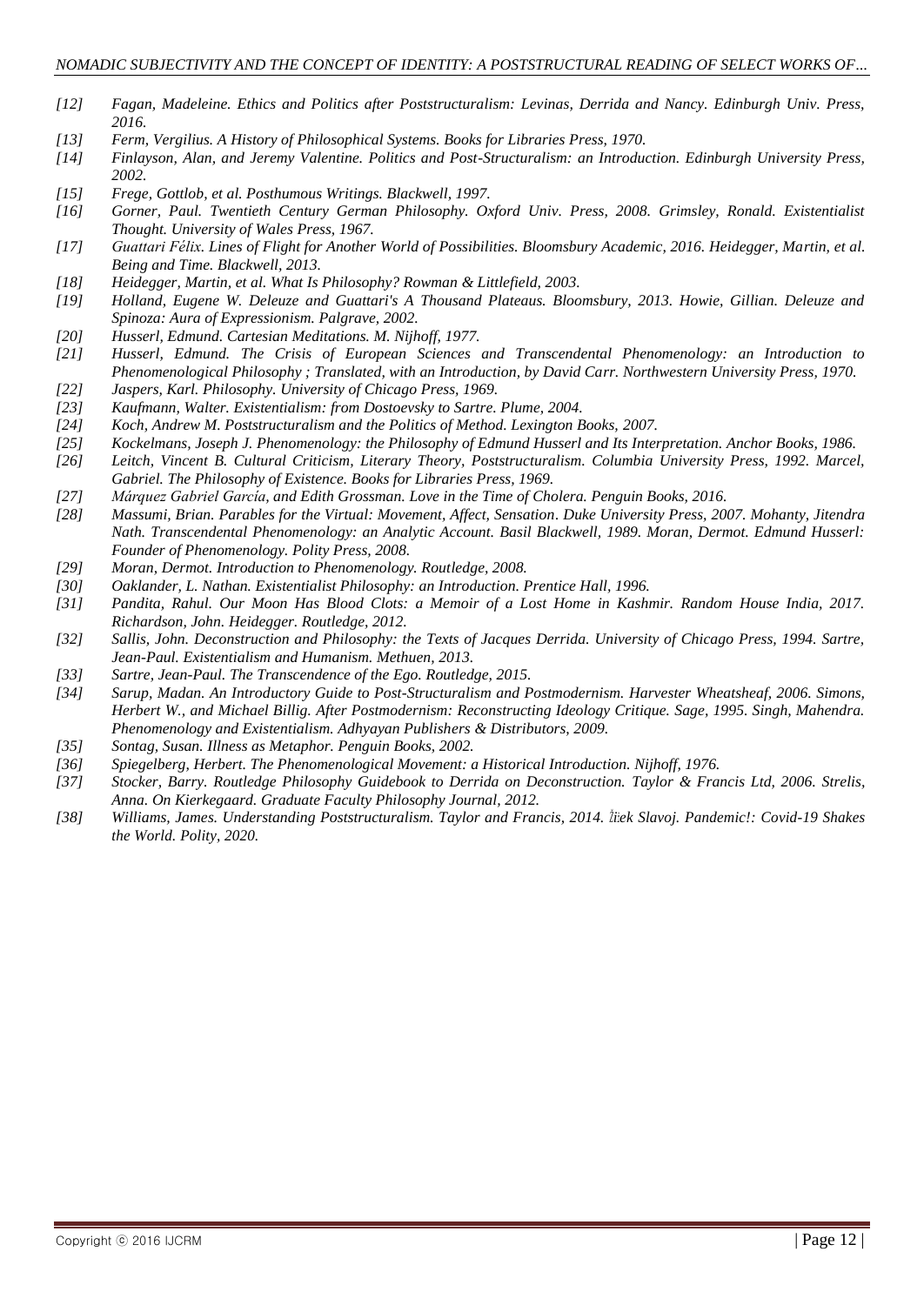*[12] Fagan, Madeleine. Ethics and Politics after Poststructuralism: Levinas, Derrida and Nancy. Edinburgh Univ. Press, 2016.*

*[13] Ferm, Vergilius. A History of Philosophical Systems. Books for Libraries Press, 1970.*

*[14] Finlayson, Alan, and Jeremy Valentine. Politics and Post-Structuralism: an Introduction. Edinburgh University Press, 2002.*

*[15] Frege, Gottlob, et al. Posthumous Writings. Blackwell, 1997.*

*[16] Gorner, Paul. Twentieth Century German Philosophy. Oxford Univ. Press, 2008. Grimsley, Ronald. Existentialist Thought. University of Wales Press, 1967.*

*[17] Guattari Félix. Lines of Flight for Another World of Possibilities. Bloomsbury Academic, 2016. Heidegger, Martin, et al. Being and Time. Blackwell, 2013.*

*[18] Heidegger, Martin, et al. What Is Philosophy? Rowman & Littlefield, 2003.*

*[19] Holland, Eugene W. Deleuze and Guattari's A Thousand Plateaus. Bloomsbury, 2013. Howie, Gillian. Deleuze and Spinoza: Aura of Expressionism. Palgrave, 2002.*

*[20] Husserl, Edmund. Cartesian Meditations. M. Nijhoff, 1977.*

*[21] Husserl, Edmund. The Crisis of European Sciences and Transcendental Phenomenology: an Introduction to Phenomenological Philosophy ; Translated, with an Introduction, by David Carr. Northwestern University Press, 1970.*

*[22] Jaspers, Karl. Philosophy. University of Chicago Press, 1969.*

*[23] Kaufmann, Walter. Existentialism: from Dostoevsky to Sartre. Plume, 2004.*

*[24] Koch, Andrew M. Poststructuralism and the Politics of Method. Lexington Books, 2007.*

*[25] Kockelmans, Joseph J. Phenomenology: the Philosophy of Edmund Husserl and Its Interpretation. Anchor Books, 1986.*

*[26] Leitch, Vincent B. Cultural Criticism, Literary Theory, Poststructuralism. Columbia University Press, 1992. Marcel, Gabriel. The Philosophy of Existence. Books for Libraries Press, 1969.*

*[27] Márquez Gabriel García, and Edith Grossman. Love in the Time of Cholera. Penguin Books, 2016.*

*[28] Massumi, Brian. Parables for the Virtual: Movement, Affect, Sensation. Duke University Press, 2007. Mohanty, Jitendra Nath. Transcendental Phenomenology: an Analytic Account. Basil Blackwell, 1989. Moran, Dermot. Edmund Husserl: Founder of Phenomenology. Polity Press, 2008.*

*[29] Moran, Dermot. Introduction to Phenomenology. Routledge, 2008.*

*[30] Oaklander, L. Nathan. Existentialist Philosophy: an Introduction. Prentice Hall, 1996.*

*[31] Pandita, Rahul. Our Moon Has Blood Clots: a Memoir of a Lost Home in Kashmir. Random House India, 2017. Richardson, John. Heidegger. Routledge, 2012.*

*[32] Sallis, John. Deconstruction and Philosophy: the Texts of Jacques Derrida. University of Chicago Press, 1994. Sartre, Jean-Paul. Existentialism and Humanism. Methuen, 2013.*

*[33] Sartre, Jean-Paul. The Transcendence of the Ego. Routledge, 2015.*

*[34] Sarup, Madan. An Introductory Guide to Post-Structuralism and Postmodernism. Harvester Wheatsheaf, 2006. Simons, Herbert W., and Michael Billig. After Postmodernism: Reconstructing Ideology Critique. Sage, 1995. Singh, Mahendra. Phenomenology and Existentialism. Adhyayan Publishers & Distributors, 2009.*

*[35] Sontag, Susan. Illness as Metaphor. Penguin Books, 2002.*

*[36] Spiegelberg, Herbert. The Phenomenological Movement: a Historical Introduction. Nijhoff, 1976.*

*[37] Stocker, Barry. Routledge Philosophy Guidebook to Derrida on Deconstruction. Taylor & Francis Ltd, 2006. Strelis, Anna. On Kierkegaard. Graduate Faculty Philosophy Journal, 2012.*

*[38] Williams, James. Understanding Poststructuralism. Taylor and Francis, 2014. žižek Slavoj. Pandemic!: Covid-19 Shakes the World. Polity, 2020.*